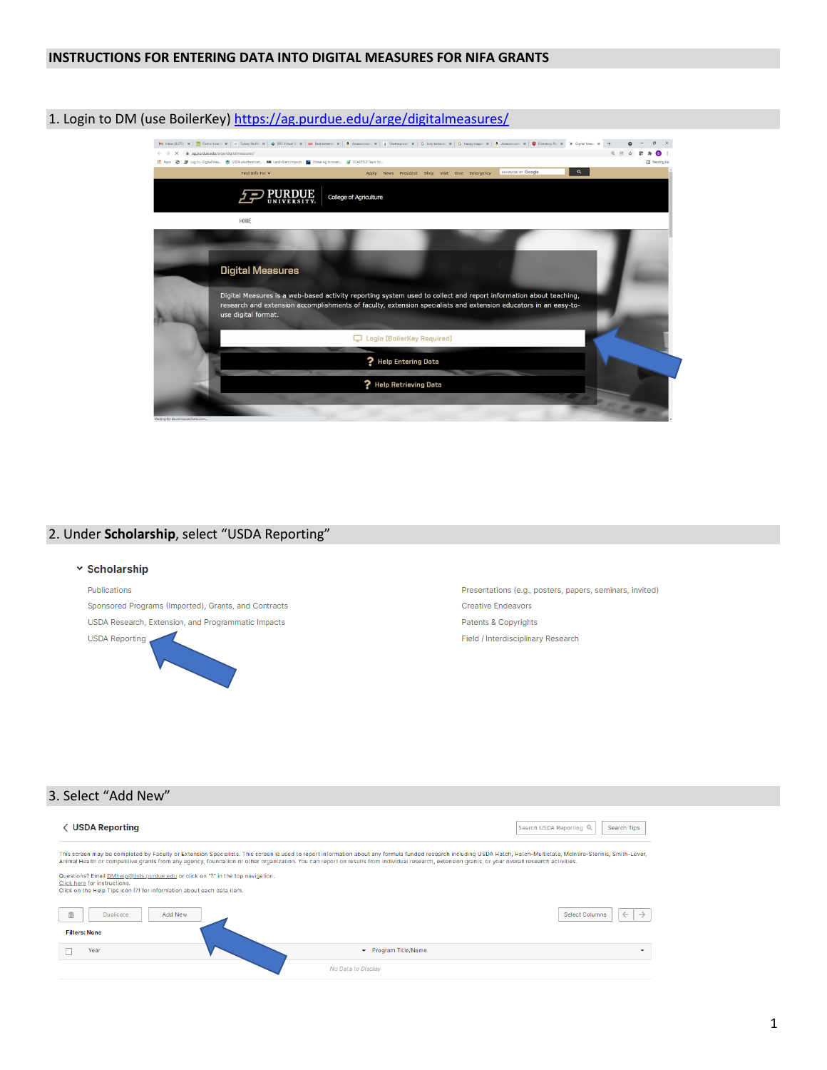# INSTRUCTIONS FOR ENTERING DATA INTO DIGITAL MEASURES FOR NIFA GRANTS

## 1. Login to DM (use BoilerKey) https://ag.purdue.edu/arge/digitalmeasures/

Digital Measures

Digital Measures is a web-based activity reporting system used to collect and report information about teaching, research and extension accomplishments of faculty, extension specialists and extension educators in an easy-to-use digital format.

Login (BoilerKey Required)

Help Entering Data

Help Retrieving Data

## 2. Under **Scholarship**, select "USDA Reporting"

**Scholarship**

- Publications
- Sponsored Programs (Imported), Grants, and Contracts
- USDA Research, Extension, and Programmatic Impacts
- USDA Reporting
- Presentations (e.g., posters, papers, seminars, invited)
- Creative Endeavors
- Patents & Copyrights
- Field / Interdisciplinary Research

## 3. Select "Add New"

**USDA Reporting**

This screen may be completed by Faculty or Extension Specialists. This screen is used to report information about any formula funded research including USDA Hatch, Hatch-Multistate, McIntire-Stennis, Smith-Lever, Animal Health or competitive grants from any agency, foundation or other organization. You can report on results from individual research, extension grants, or your overall research activities.

Questions? Email DMhelp@lists.purdue.edu or click on "?" in the top navigation.
Click here for instructions.
Click on the Help Tips icon (?) for information about each data item.

Duplicate | Add New | Select Columns

Filters: None

| Year | Program Title/Name |
|---|---|
| No Data to Display | |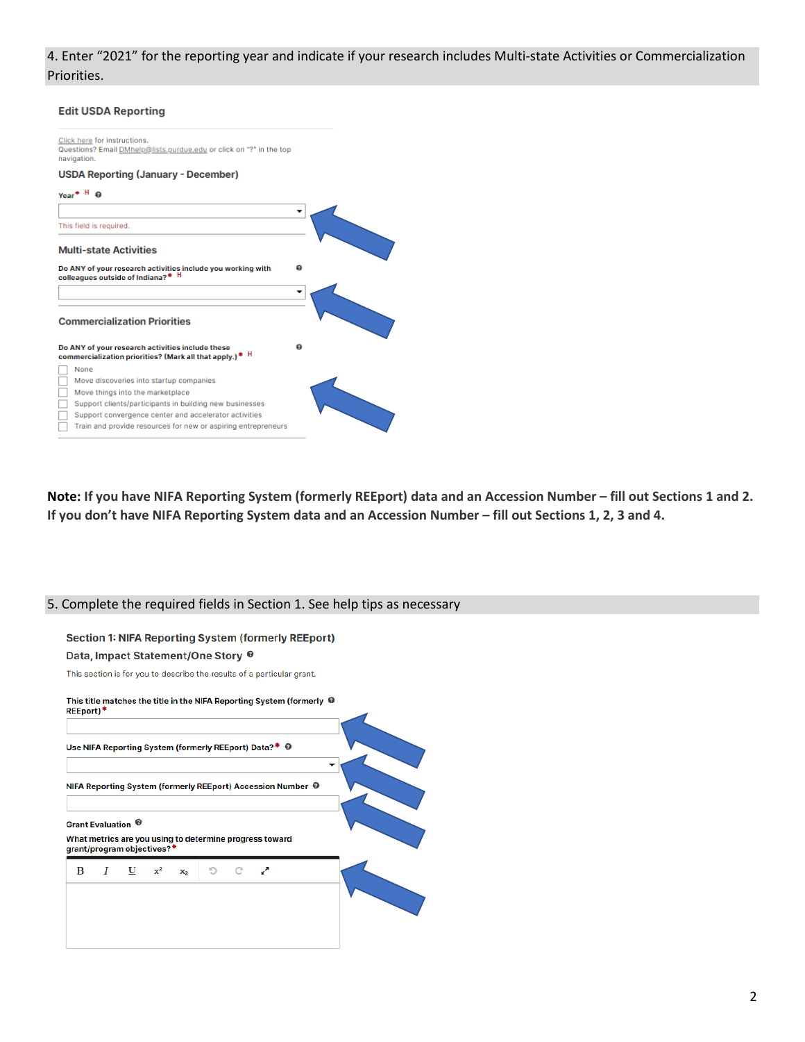4. Enter "2021" for the reporting year and indicate if your research includes Multi-state Activities or Commercialization Priorities.

**Edit USDA Reporting**

Click here for instructions.
Questions? Email DMhelp@lists.purdue.edu or click on "?" in the top navigation.

**USDA Reporting (January - December)**

Year* H

This field is required.

**Multi-state Activities**

Do ANY of your research activities include you working with colleagues outside of Indiana?* H

**Commercialization Priorities**

Do ANY of your research activities include these commercialization priorities? (Mark all that apply.)* H

- None
- Move discoveries into startup companies
- Move things into the marketplace
- Support clients/participants in building new businesses
- Support convergence center and accelerator activities
- Train and provide resources for new or aspiring entrepreneurs

**Note: If you have NIFA Reporting System (formerly REEport) data and an Accession Number – fill out Sections 1 and 2. If you don't have NIFA Reporting System data and an Accession Number – fill out Sections 1, 2, 3 and 4.**

5. Complete the required fields in Section 1. See help tips as necessary

**Section 1: NIFA Reporting System (formerly REEport) Data, Impact Statement/One Story**

This section is for you to describe the results of a particular grant.

This title matches the title in the NIFA Reporting System (formerly REEport)*

Use NIFA Reporting System (formerly REEport) Data?*

NIFA Reporting System (formerly REEport) Accession Number

Grant Evaluation

What metrics are you using to determine progress toward grant/program objectives?*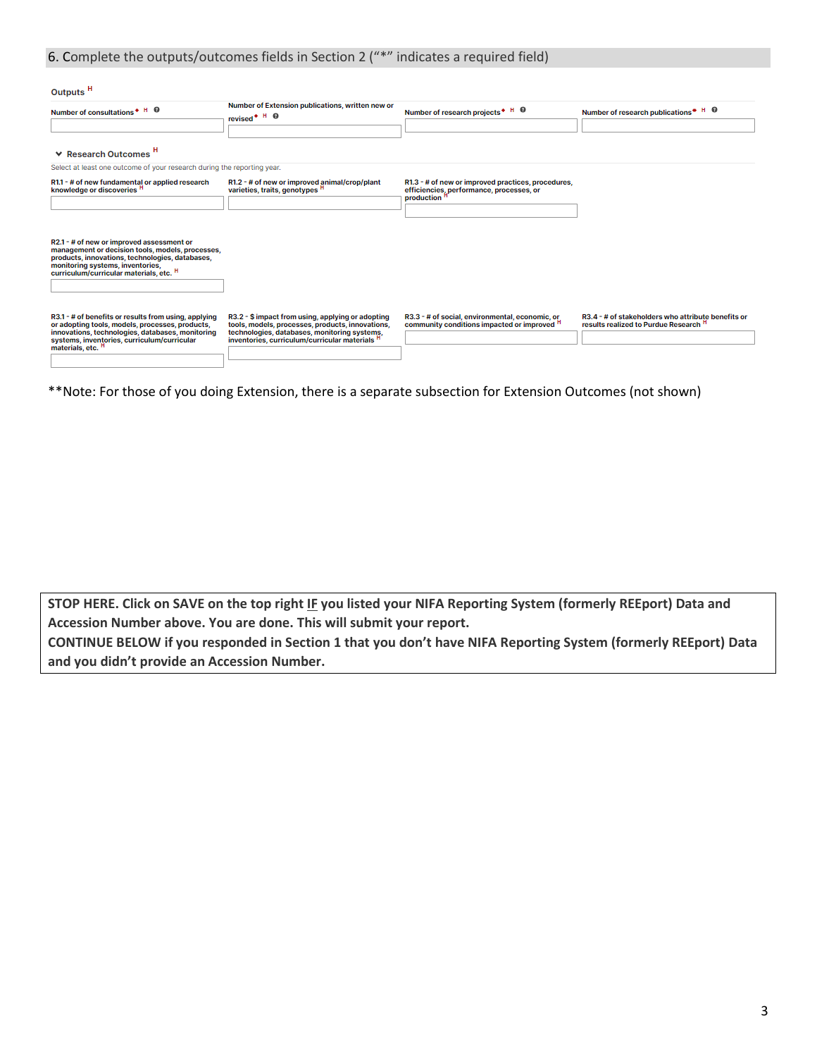### 6. Complete the outputs/outcomes fields in Section 2 ("*" indicates a required field)

**Outputs** H

| Number of consultations* H | Number of Extension publications, written new or revised* H | Number of research projects* H | Number of research publications* H |
|---|---|---|---|
| | | | |

**Research Outcomes** H

Select at least one outcome of your research during the reporting year.

| R1.1 - # of new fundamental or applied research knowledge or discoveries H | R1.2 - # of new or improved animal/crop/plant varieties, traits, genotypes H | R1.3 - # of new or improved practices, procedures, efficiencies, performance, processes, or production H |
|---|---|---|
| | | |

| R2.1 - # of new or improved assessment or management or decision tools, models, processes, products, innovations, technologies, databases, monitoring systems, inventories, curriculum/curricular materials, etc. H |
|---|
| |

| R3.1 - # of benefits or results from using, applying or adopting tools, models, processes, products, innovations, technologies, databases, monitoring systems, inventories, curriculum/curricular materials, etc. H | R3.2 - $ impact from using, applying or adopting tools, models, processes, products, innovations, technologies, databases, monitoring systems, inventories, curriculum/curricular materials H | R3.3 - # of social, environmental, economic, or community conditions impacted or improved H | R3.4 - # of stakeholders who attribute benefits or results realized to Purdue Research H |
|---|---|---|---|
| | | | |

**Note: For those of you doing Extension, there is a separate subsection for Extension Outcomes (not shown)

**STOP HERE. Click on SAVE on the top right IF you listed your NIFA Reporting System (formerly REEport) Data and Accession Number above. You are done. This will submit your report.**
**CONTINUE BELOW if you responded in Section 1 that you don't have NIFA Reporting System (formerly REEport) Data and you didn't provide an Accession Number.**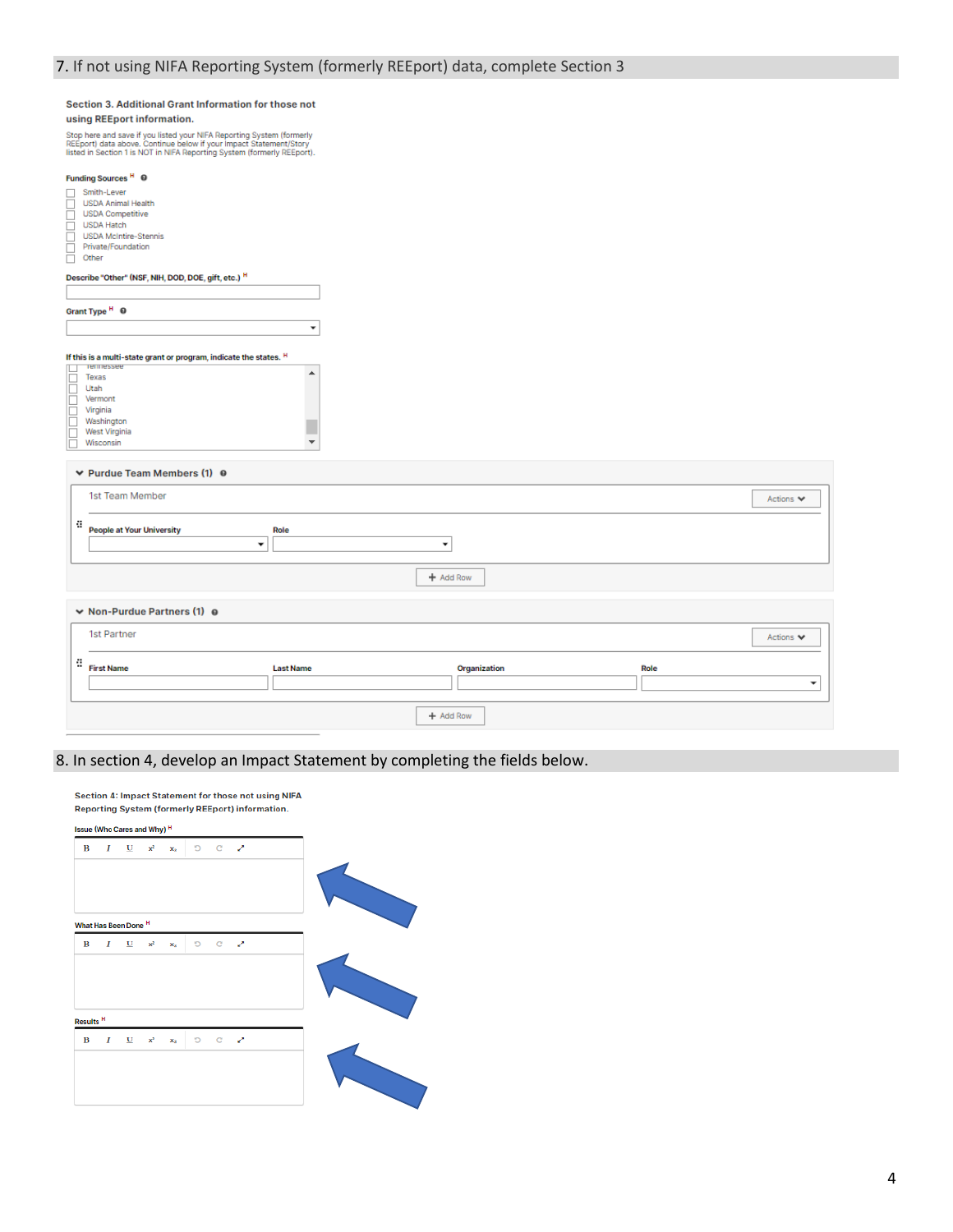## 7. If not using NIFA Reporting System (formerly REEport) data, complete Section 3

**Section 3. Additional Grant Information for those not using REEport information.**

Stop here and save if you listed your NIFA Reporting System (formerly REEport) data above. Continue below if your Impact Statement/Story listed in Section 1 is NOT in NIFA Reporting System (formerly REEport).

**Funding Sources** H

- ☐ Smith-Lever
- ☐ USDA Animal Health
- ☐ USDA Competitive
- ☐ USDA Hatch
- ☐ USDA McIntire-Stennis
- ☐ Private/Foundation
- ☐ Other

**Describe "Other" (NSF, NIH, DOD, DOE, gift, etc.)** H

**Grant Type** H

**If this is a multi-state grant or program, indicate the states.** H

- ☐ Tennessee
- ☐ Texas
- ☐ Utah
- ☐ Vermont
- ☐ Virginia
- ☐ Washington
- ☐ West Virginia
- ☐ Wisconsin

**Purdue Team Members (1)**

1st Team Member — Actions

| People at Your University | Role |
| --- | --- |
| | |

+ Add Row

**Non-Purdue Partners (1)**

1st Partner — Actions

| First Name | Last Name | Organization | Role |
| --- | --- | --- | --- |
| | | | |

+ Add Row

## 8. In section 4, develop an Impact Statement by completing the fields below.

**Section 4: Impact Statement for those not using NIFA Reporting System (formerly REEport) information.**

**Issue (Who Cares and Why)** H

**What Has Been Done** H

**Results** H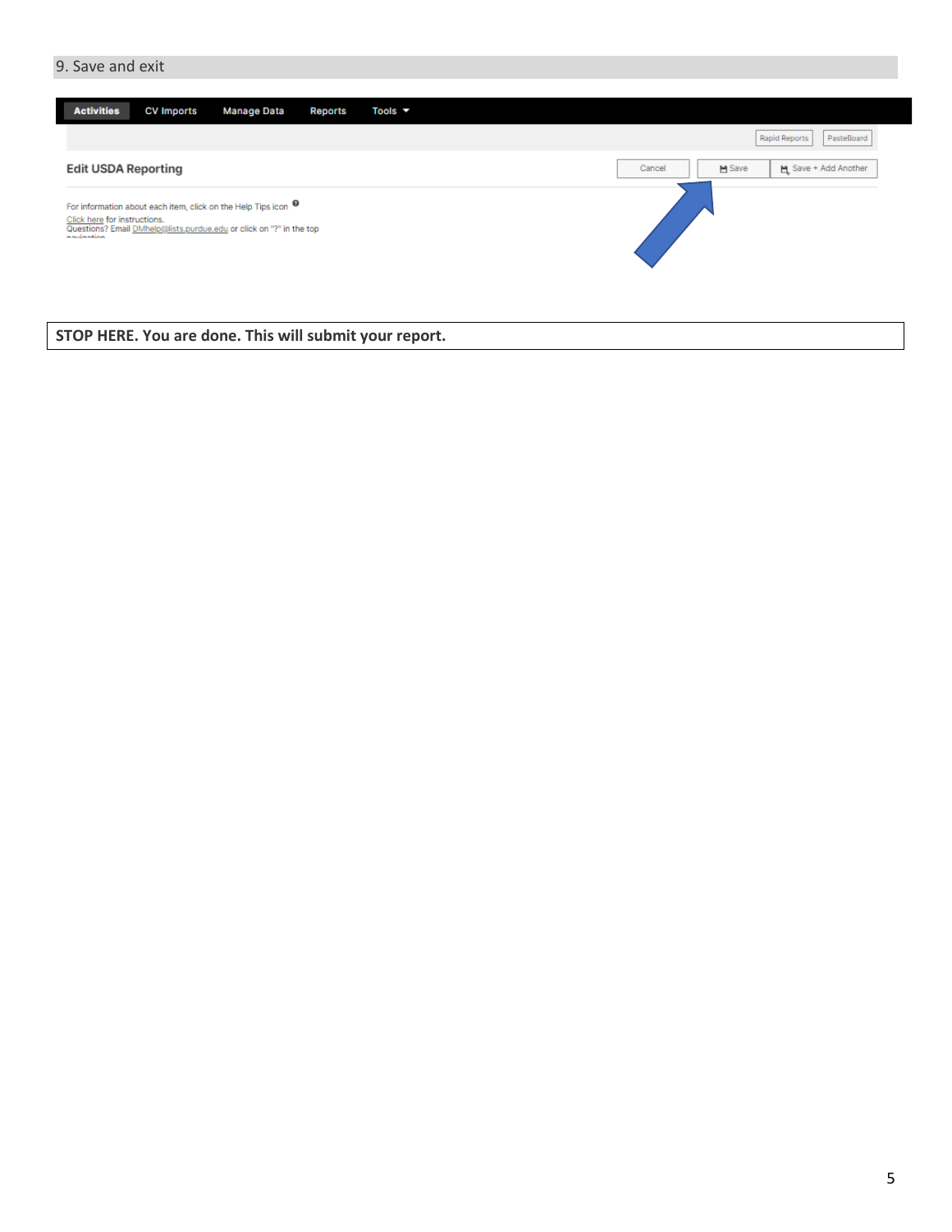## 9. Save and exit

Activities | CV Imports | Manage Data | Reports | Tools

Rapid Reports | PasteBoard

**Edit USDA Reporting**

Cancel | Save | Save + Add Another

For information about each item, click on the Help Tips icon
Click here for instructions.
Questions? Email DMhelp@lists.purdue.edu or click on "?" in the top navigation

**STOP HERE. You are done. This will submit your report.**